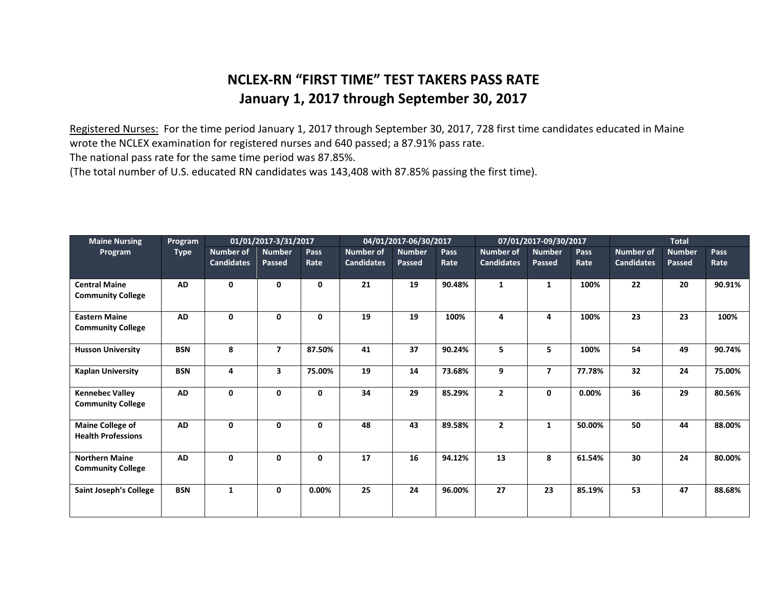# NCLEX-RN "FIRST TIME" TEST TAKERS PASS RATE
## January 1, 2017 through September 30, 2017

Registered Nurses: For the time period January 1, 2017 through September 30, 2017, 728 first time candidates educated in Maine wrote the NCLEX examination for registered nurses and 640 passed; a 87.91% pass rate.
The national pass rate for the same time period was 87.85%.
(The total number of U.S. educated RN candidates was 143,408 with 87.85% passing the first time).

| Maine Nursing Program | Program Type | 01/01/2017-3/31/2017 | | | 04/01/2017-06/30/2017 | | | 07/01/2017-09/30/2017 | | | Total | | |
|---|---|---|---|---|---|---|---|---|---|---|---|---|---|
| | | Number of Candidates | Number Passed | Pass Rate | Number of Candidates | Number Passed | Pass Rate | Number of Candidates | Number Passed | Pass Rate | Number of Candidates | Number Passed | Pass Rate |
| **Central Maine Community College** | **AD** | **0** | **0** | **0** | **21** | **19** | **90.48%** | **1** | **1** | **100%** | **22** | **20** | **90.91%** |
| **Eastern Maine Community College** | **AD** | **0** | **0** | **0** | **19** | **19** | **100%** | **4** | **4** | **100%** | **23** | **23** | **100%** |
| **Husson University** | **BSN** | **8** | **7** | **87.50%** | **41** | **37** | **90.24%** | **5** | **5** | **100%** | **54** | **49** | **90.74%** |
| **Kaplan University** | **BSN** | **4** | **3** | **75.00%** | **19** | **14** | **73.68%** | **9** | **7** | **77.78%** | **32** | **24** | **75.00%** |
| **Kennebec Valley Community College** | **AD** | **0** | **0** | **0** | **34** | **29** | **85.29%** | **2** | **0** | **0.00%** | **36** | **29** | **80.56%** |
| **Maine College of Health Professions** | **AD** | **0** | **0** | **0** | **48** | **43** | **89.58%** | **2** | **1** | **50.00%** | **50** | **44** | **88.00%** |
| **Northern Maine Community College** | **AD** | **0** | **0** | **0** | **17** | **16** | **94.12%** | **13** | **8** | **61.54%** | **30** | **24** | **80.00%** |
| **Saint Joseph's College** | **BSN** | **1** | **0** | **0.00%** | **25** | **24** | **96.00%** | **27** | **23** | **85.19%** | **53** | **47** | **88.68%** |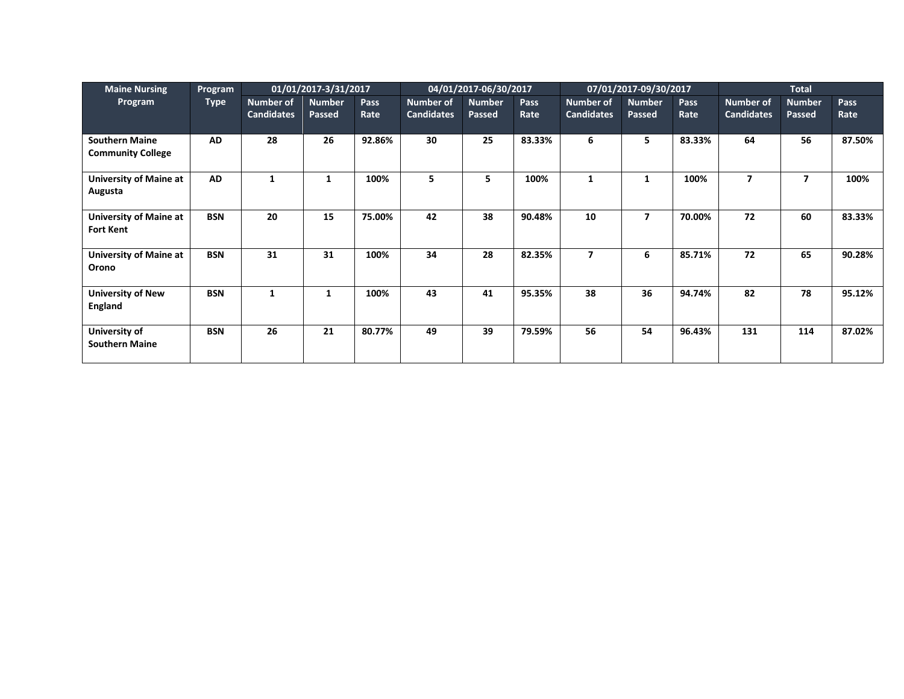| Maine Nursing Program | Program Type | 01/01/2017-3/31/2017 | | | 04/01/2017-06/30/2017 | | | 07/01/2017-09/30/2017 | | | Total | | |
|---|---|---|---|---|---|---|---|---|---|---|---|---|---|
| | | Number of Candidates | Number Passed | Pass Rate | Number of Candidates | Number Passed | Pass Rate | Number of Candidates | Number Passed | Pass Rate | Number of Candidates | Number Passed | Pass Rate |
| **Southern Maine Community College** | **AD** | **28** | **26** | **92.86%** | **30** | **25** | **83.33%** | **6** | **5** | **83.33%** | **64** | **56** | **87.50%** |
| **University of Maine at Augusta** | **AD** | **1** | **1** | **100%** | **5** | **5** | **100%** | **1** | **1** | **100%** | **7** | **7** | **100%** |
| **University of Maine at Fort Kent** | **BSN** | **20** | **15** | **75.00%** | **42** | **38** | **90.48%** | **10** | **7** | **70.00%** | **72** | **60** | **83.33%** |
| **University of Maine at Orono** | **BSN** | **31** | **31** | **100%** | **34** | **28** | **82.35%** | **7** | **6** | **85.71%** | **72** | **65** | **90.28%** |
| **University of New England** | **BSN** | **1** | **1** | **100%** | **43** | **41** | **95.35%** | **38** | **36** | **94.74%** | **82** | **78** | **95.12%** |
| **University of Southern Maine** | **BSN** | **26** | **21** | **80.77%** | **49** | **39** | **79.59%** | **56** | **54** | **96.43%** | **131** | **114** | **87.02%** |